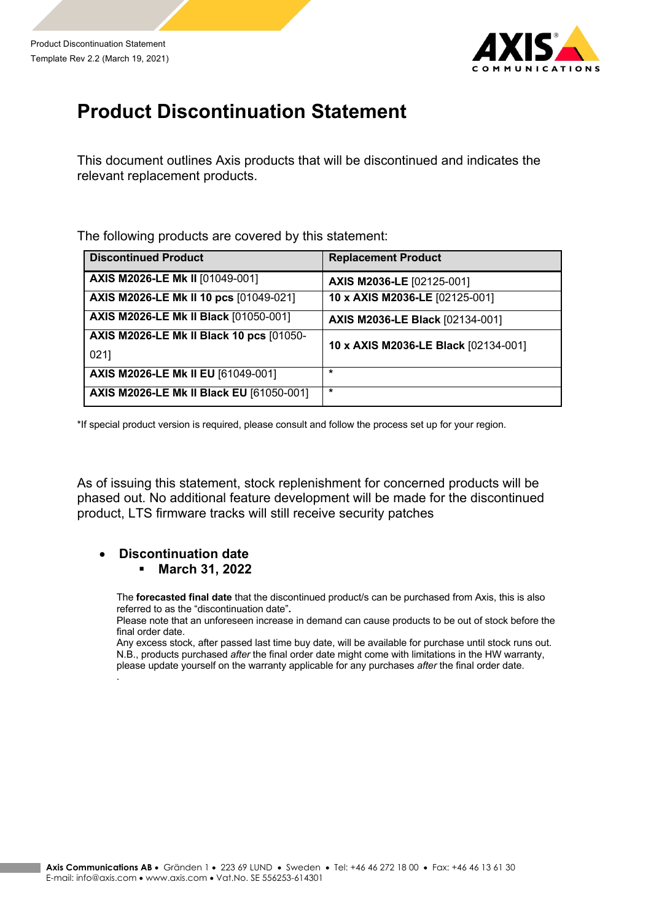# Product Discontinuation Statement

This document outlines Axis products that will be discontinued and indicates the relevant replacement products.

The following products are covered by this statement:

| Discontinued Product | Replacement Product |
|---|---|
| **AXIS M2026-LE Mk II** [01049-001] | **AXIS M2036-LE** [02125-001] |
| **AXIS M2026-LE Mk II 10 pcs** [01049-021] | **10 x AXIS M2036-LE** [02125-001] |
| **AXIS M2026-LE Mk II Black** [01050-001] | **AXIS M2036-LE Black** [02134-001] |
| **AXIS M2026-LE Mk II Black 10 pcs** [01050-021] | **10 x AXIS M2036-LE Black** [02134-001] |
| **AXIS M2026-LE Mk II EU** [61049-001] | * |
| **AXIS M2026-LE Mk II Black EU** [61050-001] | * |

*If special product version is required, please consult and follow the process set up for your region.

As of issuing this statement, stock replenishment for concerned products will be phased out. No additional feature development will be made for the discontinued product, LTS firmware tracks will still receive security patches

- **Discontinuation date**
  - **March 31, 2022**

The **forecasted final date** that the discontinued product/s can be purchased from Axis, this is also referred to as the "discontinuation date"**.**
Please note that an unforeseen increase in demand can cause products to be out of stock before the final order date.
Any excess stock, after passed last time buy date, will be available for purchase until stock runs out.
N.B., products purchased *after* the final order date might come with limitations in the HW warranty, please update yourself on the warranty applicable for any purchases *after* the final order date.
.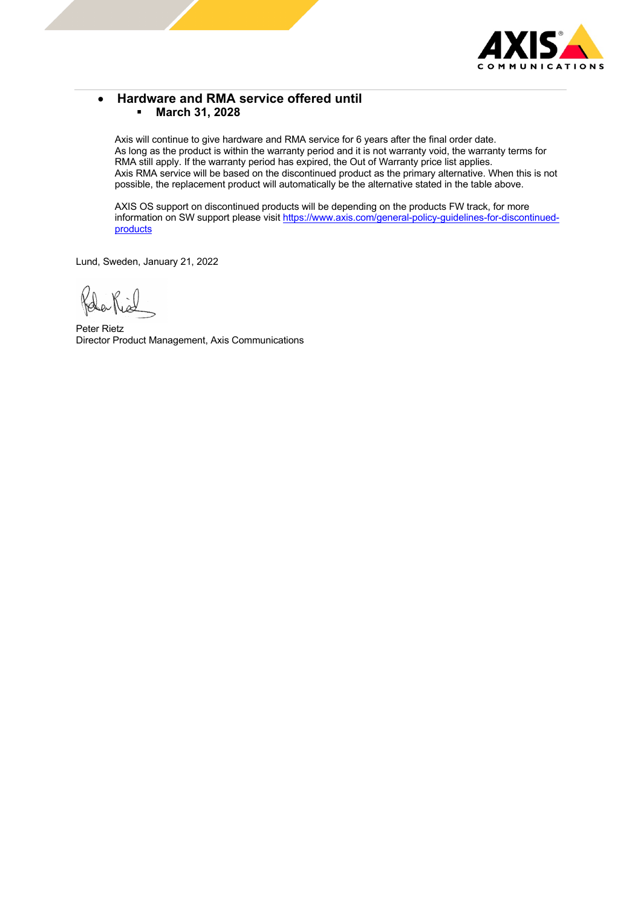- **Hardware and RMA service offered until**
  - **March 31, 2028**

Axis will continue to give hardware and RMA service for 6 years after the final order date.
As long as the product is within the warranty period and it is not warranty void, the warranty terms for RMA still apply. If the warranty period has expired, the Out of Warranty price list applies.
Axis RMA service will be based on the discontinued product as the primary alternative. When this is not possible, the replacement product will automatically be the alternative stated in the table above.

AXIS OS support on discontinued products will be depending on the products FW track, for more information on SW support please visit https://www.axis.com/general-policy-guidelines-for-discontinued-products

Lund, Sweden, January 21, 2022

Peter Rietz
Director Product Management, Axis Communications